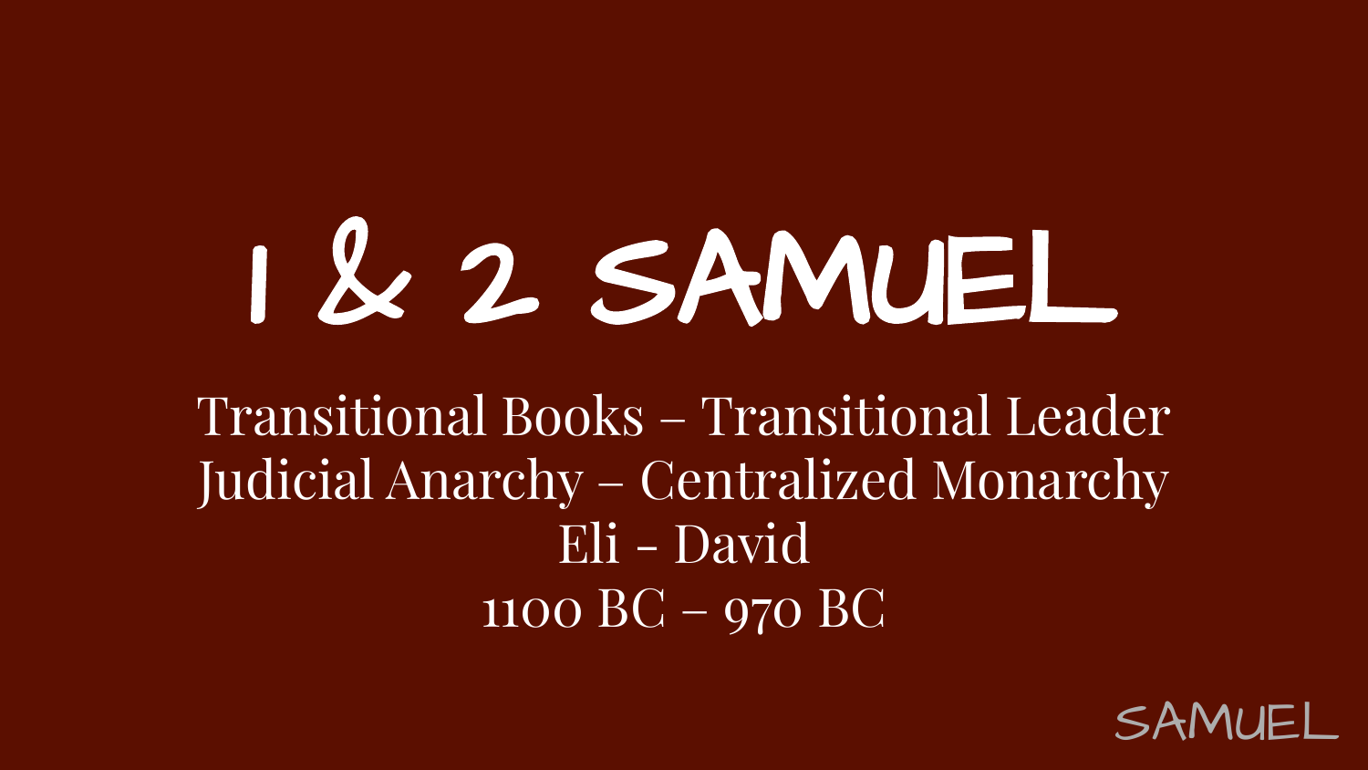# 1 & 2 SAMUEL

Transitional Books – Transitional Leader
Judicial Anarchy – Centralized Monarchy
Eli - David
1100 BC – 970 BC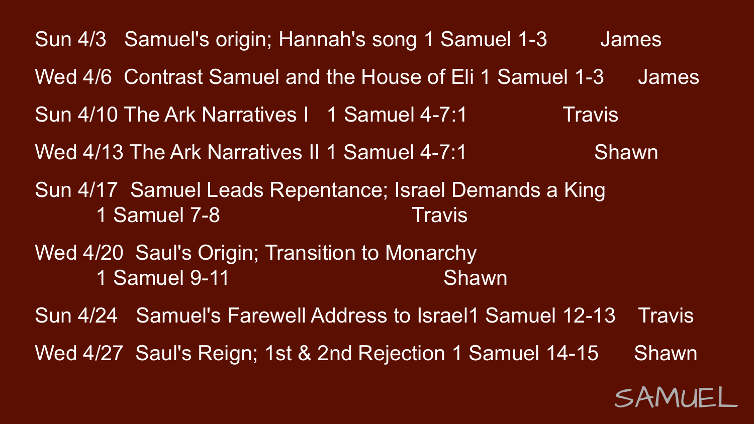Sun 4/3 Samuel's origin; Hannah's song 1 Samuel 1-3 James

Wed 4/6 Contrast Samuel and the House of Eli 1 Samuel 1-3 James

Sun 4/10 The Ark Narratives I 1 Samuel 4-7:1 Travis

Wed 4/13 The Ark Narratives II 1 Samuel 4-7:1 Shawn

Sun 4/17 Samuel Leads Repentance; Israel Demands a King
1 Samuel 7-8 Travis

Wed 4/20 Saul's Origin; Transition to Monarchy
1 Samuel 9-11 Shawn

Sun 4/24 Samuel's Farewell Address to Israel1 Samuel 12-13 Travis

Wed 4/27 Saul's Reign; 1st & 2nd Rejection 1 Samuel 14-15 Shawn

SAMUEL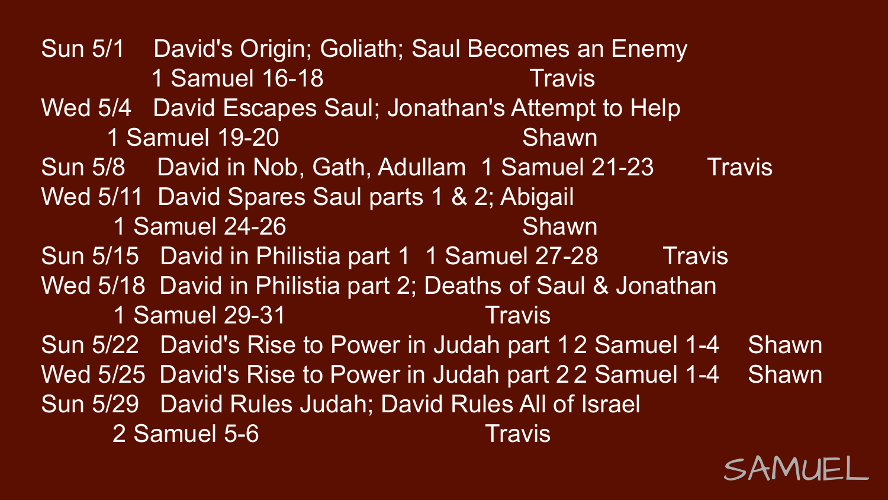Sun 5/1 David's Origin; Goliath; Saul Becomes an Enemy
1 Samuel 16-18 Travis

Wed 5/4 David Escapes Saul; Jonathan's Attempt to Help
1 Samuel 19-20 Shawn

Sun 5/8 David in Nob, Gath, Adullam 1 Samuel 21-23 Travis

Wed 5/11 David Spares Saul parts 1 & 2; Abigail
1 Samuel 24-26 Shawn

Sun 5/15 David in Philistia part 1 1 Samuel 27-28 Travis

Wed 5/18 David in Philistia part 2; Deaths of Saul & Jonathan
1 Samuel 29-31 Travis

Sun 5/22 David's Rise to Power in Judah part 1 2 Samuel 1-4 Shawn

Wed 5/25 David's Rise to Power in Judah part 2 2 Samuel 1-4 Shawn

Sun 5/29 David Rules Judah; David Rules All of Israel
2 Samuel 5-6 Travis

SAMUEL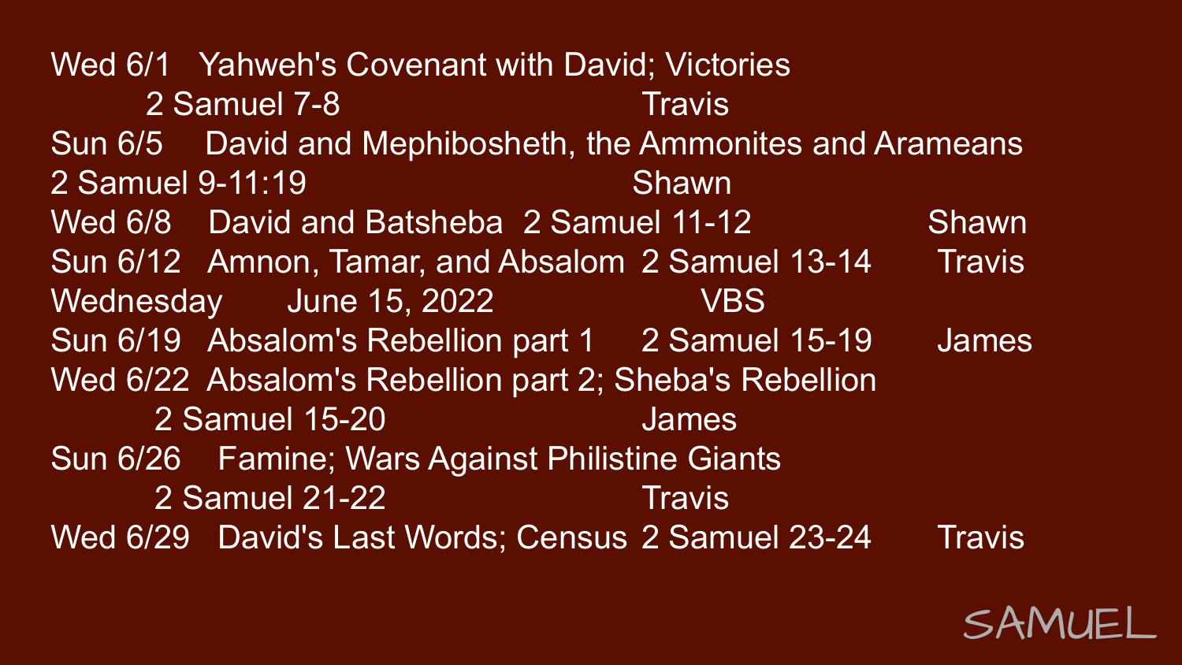Wed 6/1 Yahweh's Covenant with David; Victories
2 Samuel 7-8 Travis

Sun 6/5 David and Mephibosheth, the Ammonites and Arameans
2 Samuel 9-11:19 Shawn

Wed 6/8 David and Batsheba 2 Samuel 11-12 Shawn

Sun 6/12 Amnon, Tamar, and Absalom 2 Samuel 13-14 Travis

Wednesday June 15, 2022 VBS

Sun 6/19 Absalom's Rebellion part 1 2 Samuel 15-19 James

Wed 6/22 Absalom's Rebellion part 2; Sheba's Rebellion
2 Samuel 15-20 James

Sun 6/26 Famine; Wars Against Philistine Giants
2 Samuel 21-22 Travis

Wed 6/29 David's Last Words; Census 2 Samuel 23-24 Travis

SAMUEL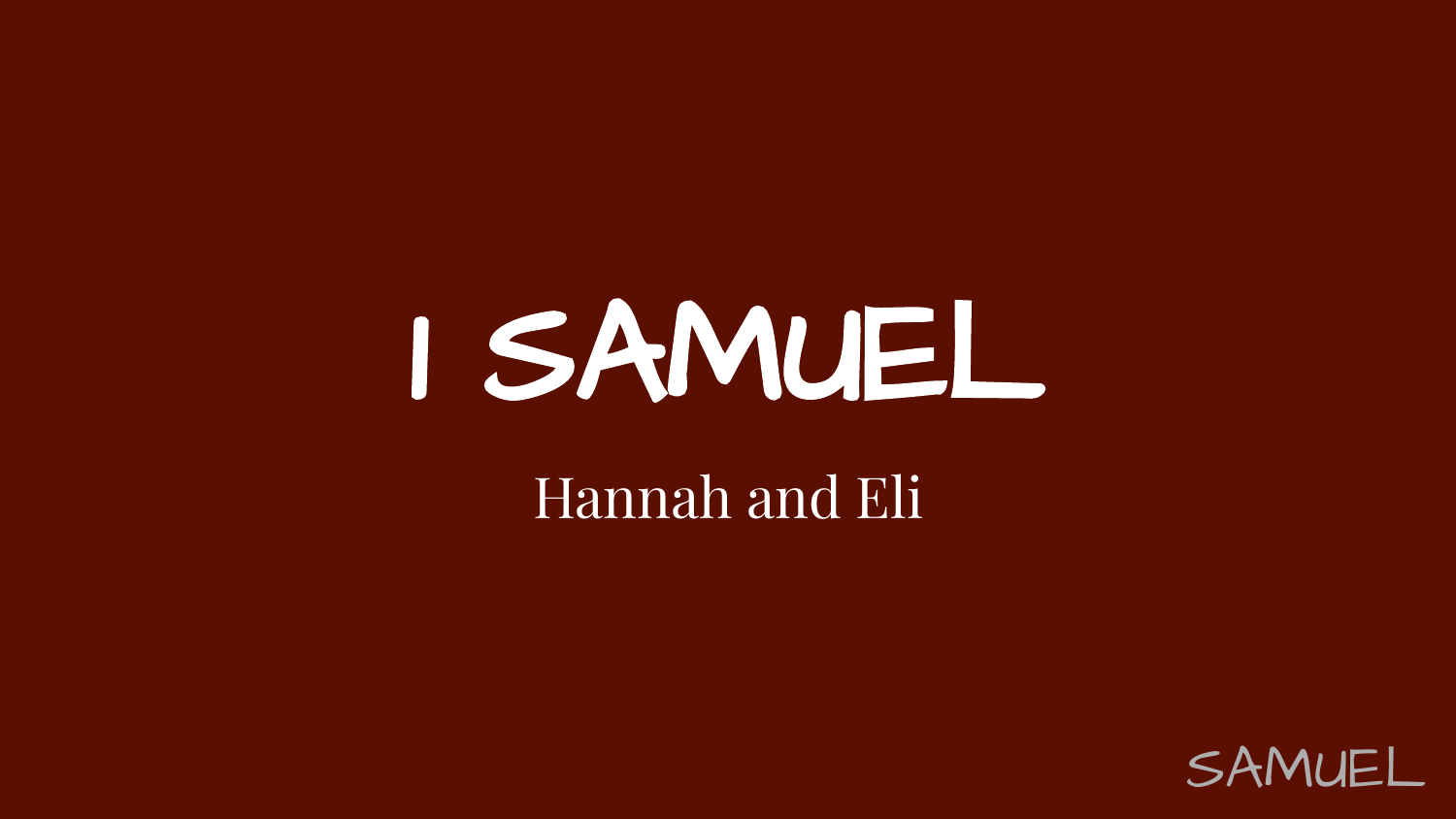# 1 SAMUEL

Hannah and Eli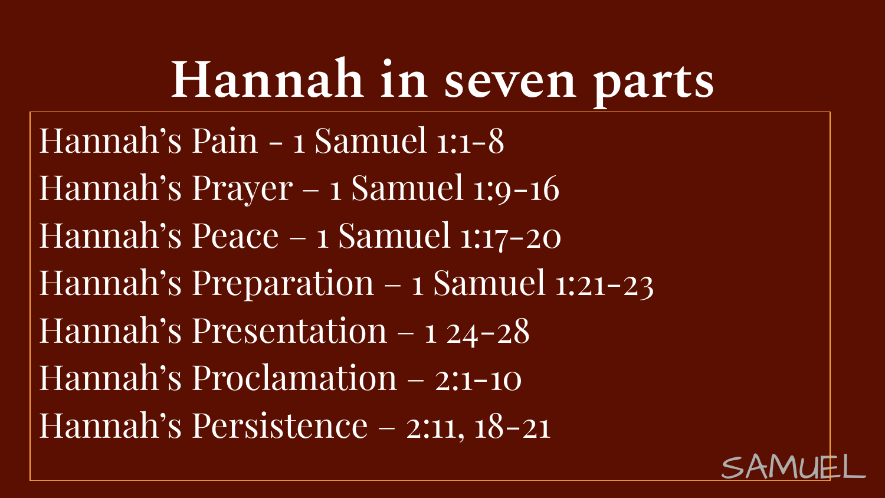# Hannah in seven parts

Hannah's Pain - 1 Samuel 1:1-8

Hannah's Prayer – 1 Samuel 1:9-16

Hannah's Peace – 1 Samuel 1:17-20

Hannah's Preparation – 1 Samuel 1:21-23

Hannah's Presentation – 1 24-28

Hannah's Proclamation – 2:1-10

Hannah's Persistence – 2:11, 18-21

SAMUEL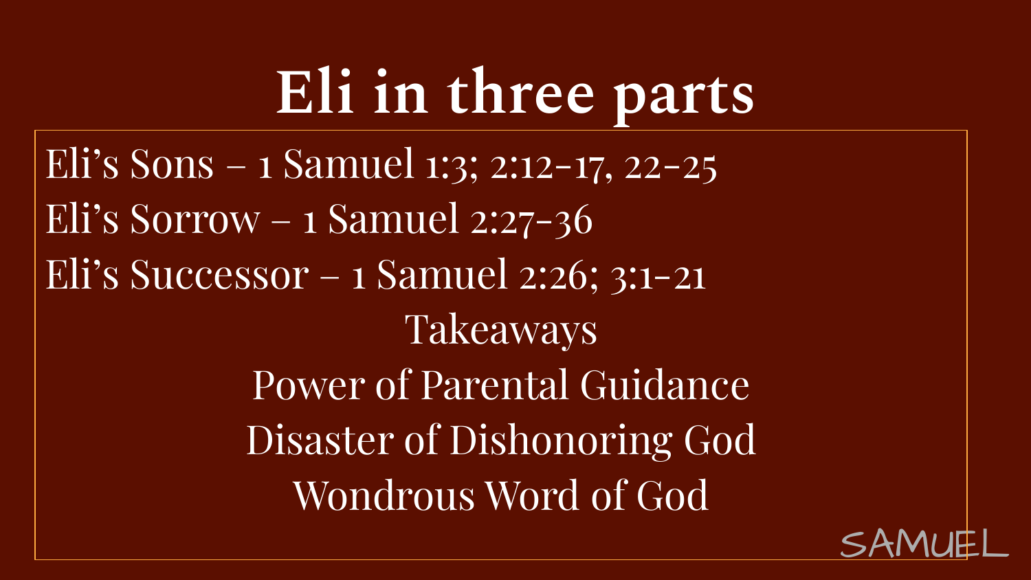# Eli in three parts

Eli's Sons – 1 Samuel 1:3; 2:12-17, 22-25

Eli's Sorrow – 1 Samuel 2:27-36

Eli's Successor – 1 Samuel 2:26; 3:1-21

Takeaways

Power of Parental Guidance

Disaster of Dishonoring God

Wondrous Word of God